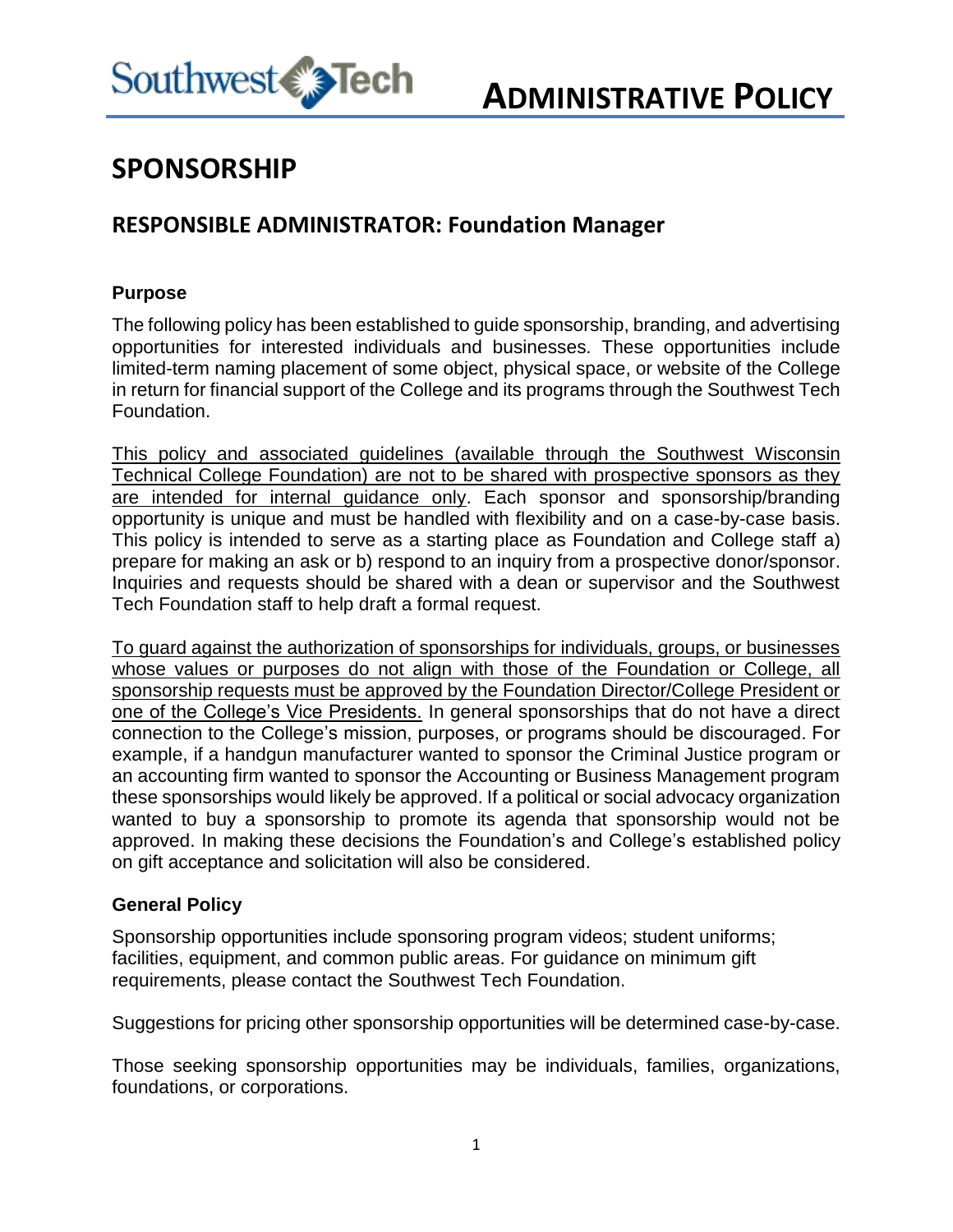# ADMINISTRATIVE POLICY

# SPONSORSHIP

## RESPONSIBLE ADMINISTRATOR: Foundation Manager

### Purpose

The following policy has been established to guide sponsorship, branding, and advertising opportunities for interested individuals and businesses. These opportunities include limited-term naming placement of some object, physical space, or website of the College in return for financial support of the College and its programs through the Southwest Tech Foundation.

<u>This policy and associated guidelines (available through the Southwest Wisconsin Technical College Foundation) are not to be shared with prospective sponsors as they are intended for internal guidance only</u>. Each sponsor and sponsorship/branding opportunity is unique and must be handled with flexibility and on a case-by-case basis. This policy is intended to serve as a starting place as Foundation and College staff a) prepare for making an ask or b) respond to an inquiry from a prospective donor/sponsor. Inquiries and requests should be shared with a dean or supervisor and the Southwest Tech Foundation staff to help draft a formal request.

<u>To guard against the authorization of sponsorships for individuals, groups, or businesses whose values or purposes do not align with those of the Foundation or College, all sponsorship requests must be approved by the Foundation Director/College President or one of the College's Vice Presidents.</u> In general sponsorships that do not have a direct connection to the College's mission, purposes, or programs should be discouraged. For example, if a handgun manufacturer wanted to sponsor the Criminal Justice program or an accounting firm wanted to sponsor the Accounting or Business Management program these sponsorships would likely be approved. If a political or social advocacy organization wanted to buy a sponsorship to promote its agenda that sponsorship would not be approved. In making these decisions the Foundation's and College's established policy on gift acceptance and solicitation will also be considered.

### General Policy

Sponsorship opportunities include sponsoring program videos; student uniforms; facilities, equipment, and common public areas. For guidance on minimum gift requirements, please contact the Southwest Tech Foundation.

Suggestions for pricing other sponsorship opportunities will be determined case-by-case.

Those seeking sponsorship opportunities may be individuals, families, organizations, foundations, or corporations.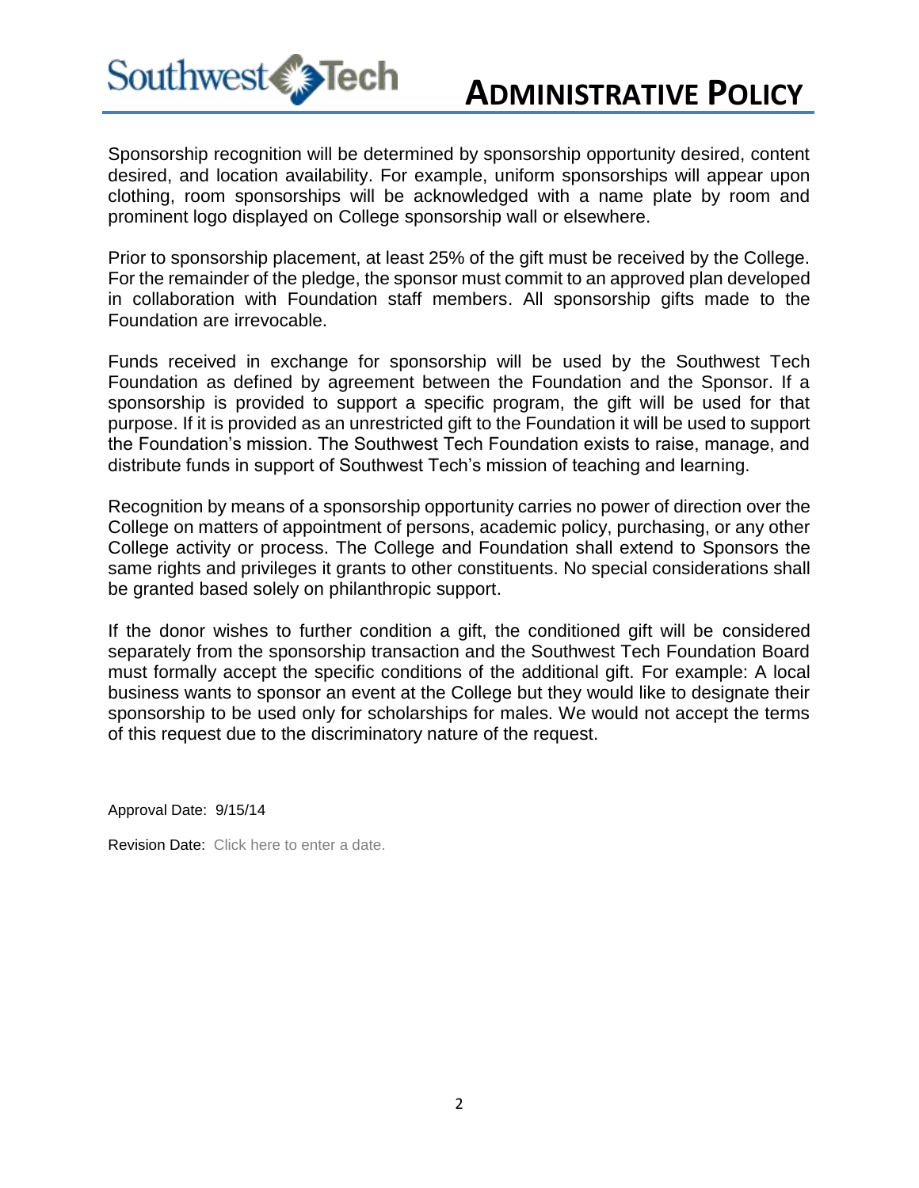Sponsorship recognition will be determined by sponsorship opportunity desired, content desired, and location availability. For example, uniform sponsorships will appear upon clothing, room sponsorships will be acknowledged with a name plate by room and prominent logo displayed on College sponsorship wall or elsewhere.

Prior to sponsorship placement, at least 25% of the gift must be received by the College. For the remainder of the pledge, the sponsor must commit to an approved plan developed in collaboration with Foundation staff members. All sponsorship gifts made to the Foundation are irrevocable.

Funds received in exchange for sponsorship will be used by the Southwest Tech Foundation as defined by agreement between the Foundation and the Sponsor. If a sponsorship is provided to support a specific program, the gift will be used for that purpose. If it is provided as an unrestricted gift to the Foundation it will be used to support the Foundation's mission. The Southwest Tech Foundation exists to raise, manage, and distribute funds in support of Southwest Tech's mission of teaching and learning.

Recognition by means of a sponsorship opportunity carries no power of direction over the College on matters of appointment of persons, academic policy, purchasing, or any other College activity or process. The College and Foundation shall extend to Sponsors the same rights and privileges it grants to other constituents. No special considerations shall be granted based solely on philanthropic support.

If the donor wishes to further condition a gift, the conditioned gift will be considered separately from the sponsorship transaction and the Southwest Tech Foundation Board must formally accept the specific conditions of the additional gift. For example: A local business wants to sponsor an event at the College but they would like to designate their sponsorship to be used only for scholarships for males. We would not accept the terms of this request due to the discriminatory nature of the request.

Approval Date: 9/15/14

Revision Date: Click here to enter a date.